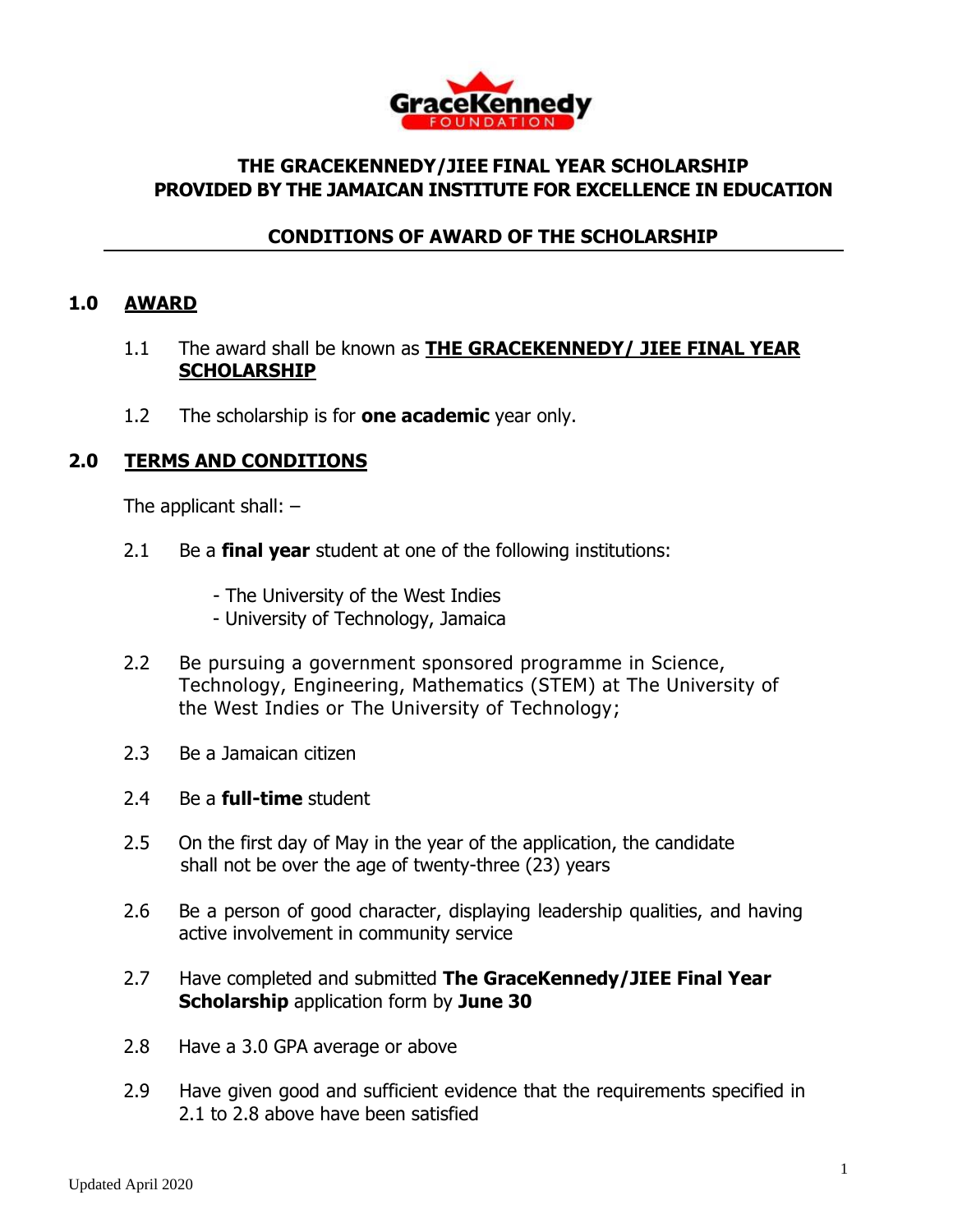GraceKennedy FOUNDATION

## THE GRACEKENNEDY/JIEE FINAL YEAR SCHOLARSHIP PROVIDED BY THE JAMAICAN INSTITUTE FOR EXCELLENCE IN EDUCATION

### CONDITIONS OF AWARD OF THE SCHOLARSHIP

### 1.0 AWARD

1.1 The award shall be known as **THE GRACEKENNEDY/ JIEE FINAL YEAR SCHOLARSHIP**

1.2 The scholarship is for **one academic** year only.

### 2.0 TERMS AND CONDITIONS

The applicant shall: –

2.1 Be a **final year** student at one of the following institutions:

- The University of the West Indies
- University of Technology, Jamaica

2.2 Be pursuing a government sponsored programme in Science, Technology, Engineering, Mathematics (STEM) at The University of the West Indies or The University of Technology;

2.3 Be a Jamaican citizen

2.4 Be a **full-time** student

2.5 On the first day of May in the year of the application, the candidate shall not be over the age of twenty-three (23) years

2.6 Be a person of good character, displaying leadership qualities, and having active involvement in community service

2.7 Have completed and submitted **The GraceKennedy/JIEE Final Year Scholarship** application form by **June 30**

2.8 Have a 3.0 GPA average or above

2.9 Have given good and sufficient evidence that the requirements specified in 2.1 to 2.8 above have been satisfied

Updated April 2020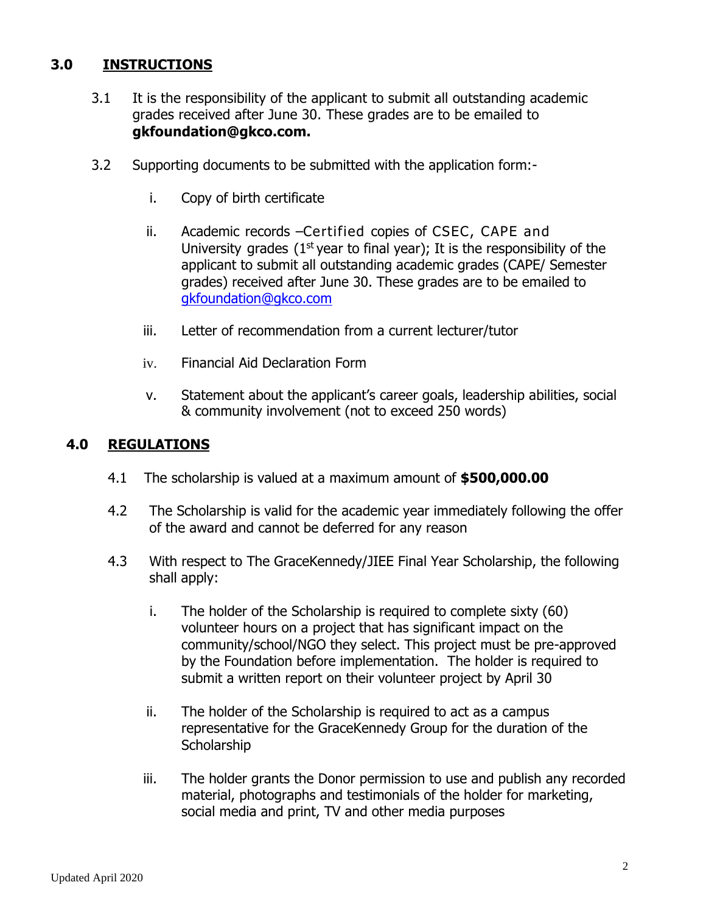## 3.0 INSTRUCTIONS

3.1 It is the responsibility of the applicant to submit all outstanding academic grades received after June 30. These grades are to be emailed to **gkfoundation@gkco.com.**

3.2 Supporting documents to be submitted with the application form:-

i. Copy of birth certificate

ii. Academic records –Certified copies of CSEC, CAPE and University grades (1st year to final year); It is the responsibility of the applicant to submit all outstanding academic grades (CAPE/ Semester grades) received after June 30. These grades are to be emailed to gkfoundation@gkco.com

iii. Letter of recommendation from a current lecturer/tutor

iv. Financial Aid Declaration Form

v. Statement about the applicant's career goals, leadership abilities, social & community involvement (not to exceed 250 words)

## 4.0 REGULATIONS

4.1 The scholarship is valued at a maximum amount of **$500,000.00**

4.2 The Scholarship is valid for the academic year immediately following the offer of the award and cannot be deferred for any reason

4.3 With respect to The GraceKennedy/JIEE Final Year Scholarship, the following shall apply:

i. The holder of the Scholarship is required to complete sixty (60) volunteer hours on a project that has significant impact on the community/school/NGO they select. This project must be pre-approved by the Foundation before implementation. The holder is required to submit a written report on their volunteer project by April 30

ii. The holder of the Scholarship is required to act as a campus representative for the GraceKennedy Group for the duration of the Scholarship

iii. The holder grants the Donor permission to use and publish any recorded material, photographs and testimonials of the holder for marketing, social media and print, TV and other media purposes

Updated April 2020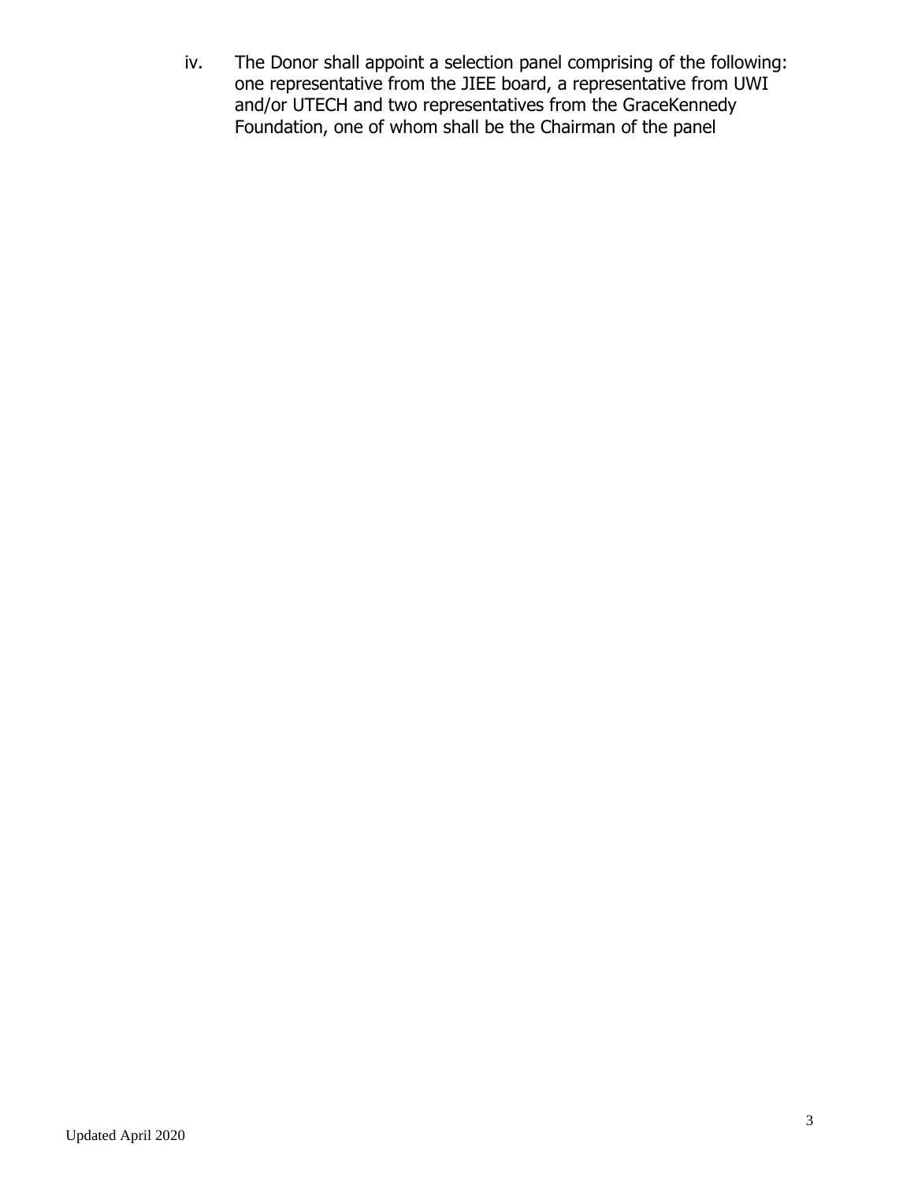iv. The Donor shall appoint a selection panel comprising of the following: one representative from the JIEE board, a representative from UWI and/or UTECH and two representatives from the GraceKennedy Foundation, one of whom shall be the Chairman of the panel